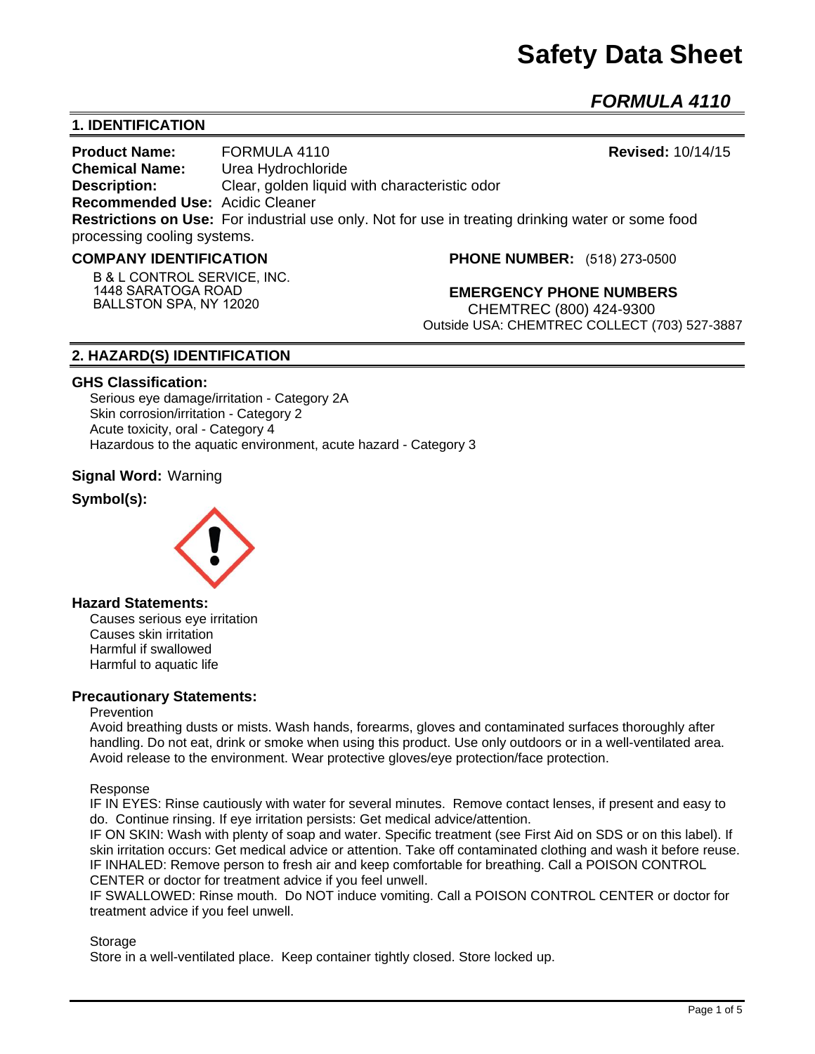# Safety Data Sheet

## *FORMULA 4110*

### 1. IDENTIFICATION

**Product Name:** FORMULA 4110 **Revised:** 10/14/15
**Chemical Name:** Urea Hydrochloride
**Description:** Clear, golden liquid with characteristic odor
**Recommended Use:** Acidic Cleaner
**Restrictions on Use:** For industrial use only. Not for use in treating drinking water or some food processing cooling systems.

**COMPANY IDENTIFICATION**

B & L CONTROL SERVICE, INC.
1448 SARATOGA ROAD
BALLSTON SPA, NY 12020

**PHONE NUMBER:** (518) 273-0500

**EMERGENCY PHONE NUMBERS**
CHEMTREC (800) 424-9300
Outside USA: CHEMTREC COLLECT (703) 527-3887

### 2. HAZARD(S) IDENTIFICATION

**GHS Classification:**

Serious eye damage/irritation - Category 2A
Skin corrosion/irritation - Category 2
Acute toxicity, oral - Category 4
Hazardous to the aquatic environment, acute hazard - Category 3

**Signal Word:** Warning

**Symbol(s):**

**Hazard Statements:**

Causes serious eye irritation
Causes skin irritation
Harmful if swallowed
Harmful to aquatic life

**Precautionary Statements:**

Prevention

Avoid breathing dusts or mists. Wash hands, forearms, gloves and contaminated surfaces thoroughly after handling. Do not eat, drink or smoke when using this product. Use only outdoors or in a well-ventilated area. Avoid release to the environment. Wear protective gloves/eye protection/face protection.

Response

IF IN EYES: Rinse cautiously with water for several minutes. Remove contact lenses, if present and easy to do. Continue rinsing. If eye irritation persists: Get medical advice/attention.
IF ON SKIN: Wash with plenty of soap and water. Specific treatment (see First Aid on SDS or on this label). If skin irritation occurs: Get medical advice or attention. Take off contaminated clothing and wash it before reuse.
IF INHALED: Remove person to fresh air and keep comfortable for breathing. Call a POISON CONTROL CENTER or doctor for treatment advice if you feel unwell.
IF SWALLOWED: Rinse mouth. Do NOT induce vomiting. Call a POISON CONTROL CENTER or doctor for treatment advice if you feel unwell.

Storage

Store in a well-ventilated place. Keep container tightly closed. Store locked up.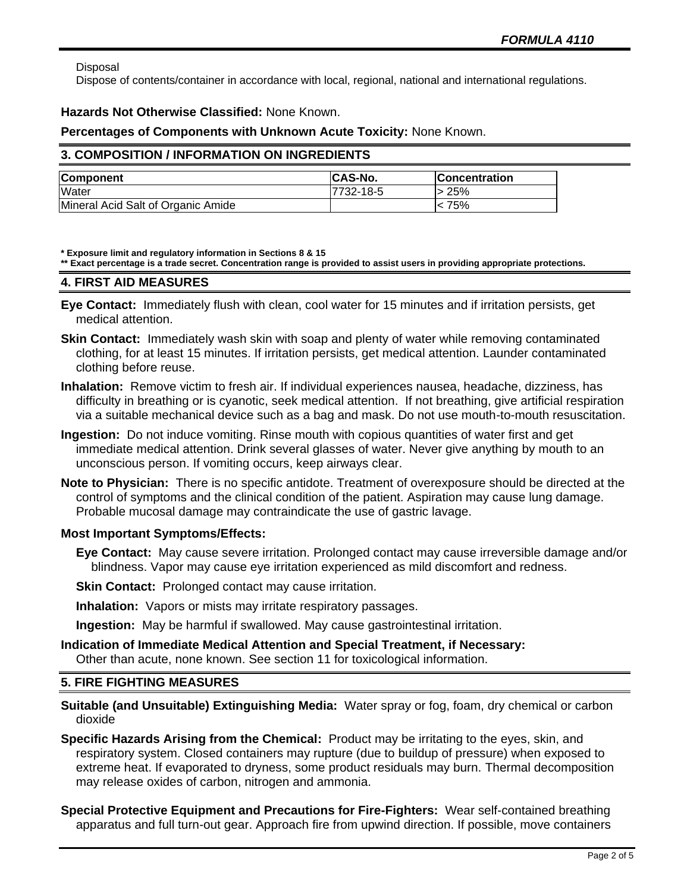Disposal
Dispose of contents/container in accordance with local, regional, national and international regulations.

**Hazards Not Otherwise Classified:** None Known.

**Percentages of Components with Unknown Acute Toxicity:** None Known.

## 3. COMPOSITION / INFORMATION ON INGREDIENTS

| Component | CAS-No. | Concentration |
|---|---|---|
| Water | 7732-18-5 | > 25% |
| Mineral Acid Salt of Organic Amide | | < 75% |

**\* Exposure limit and regulatory information in Sections 8 & 15**
**\*\* Exact percentage is a trade secret. Concentration range is provided to assist users in providing appropriate protections.**

## 4. FIRST AID MEASURES

**Eye Contact:** Immediately flush with clean, cool water for 15 minutes and if irritation persists, get medical attention.

**Skin Contact:** Immediately wash skin with soap and plenty of water while removing contaminated clothing, for at least 15 minutes. If irritation persists, get medical attention. Launder contaminated clothing before reuse.

**Inhalation:** Remove victim to fresh air. If individual experiences nausea, headache, dizziness, has difficulty in breathing or is cyanotic, seek medical attention. If not breathing, give artificial respiration via a suitable mechanical device such as a bag and mask. Do not use mouth-to-mouth resuscitation.

**Ingestion:** Do not induce vomiting. Rinse mouth with copious quantities of water first and get immediate medical attention. Drink several glasses of water. Never give anything by mouth to an unconscious person. If vomiting occurs, keep airways clear.

**Note to Physician:** There is no specific antidote. Treatment of overexposure should be directed at the control of symptoms and the clinical condition of the patient. Aspiration may cause lung damage. Probable mucosal damage may contraindicate the use of gastric lavage.

**Most Important Symptoms/Effects:**

**Eye Contact:** May cause severe irritation. Prolonged contact may cause irreversible damage and/or blindness. Vapor may cause eye irritation experienced as mild discomfort and redness.

**Skin Contact:** Prolonged contact may cause irritation.

**Inhalation:** Vapors or mists may irritate respiratory passages.

**Ingestion:** May be harmful if swallowed. May cause gastrointestinal irritation.

**Indication of Immediate Medical Attention and Special Treatment, if Necessary:**
Other than acute, none known. See section 11 for toxicological information.

## 5. FIRE FIGHTING MEASURES

**Suitable (and Unsuitable) Extinguishing Media:** Water spray or fog, foam, dry chemical or carbon dioxide

**Specific Hazards Arising from the Chemical:** Product may be irritating to the eyes, skin, and respiratory system. Closed containers may rupture (due to buildup of pressure) when exposed to extreme heat. If evaporated to dryness, some product residuals may burn. Thermal decomposition may release oxides of carbon, nitrogen and ammonia.

**Special Protective Equipment and Precautions for Fire-Fighters:** Wear self-contained breathing apparatus and full turn-out gear. Approach fire from upwind direction. If possible, move containers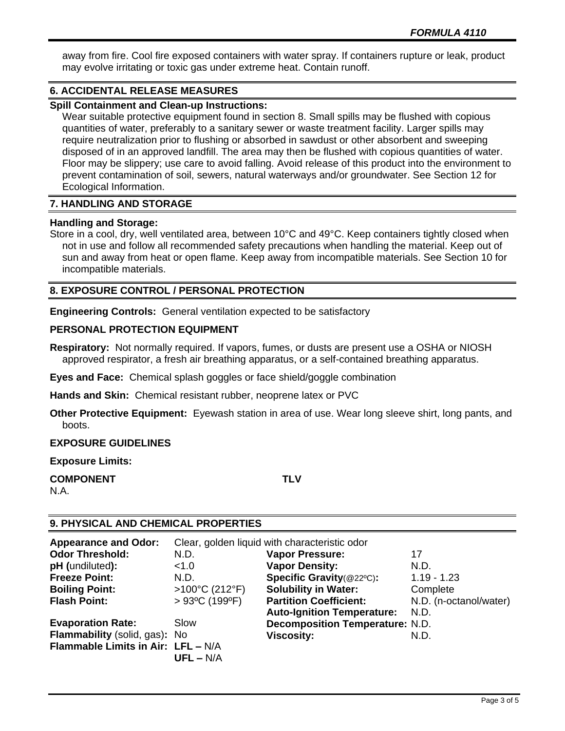away from fire. Cool fire exposed containers with water spray. If containers rupture or leak, product may evolve irritating or toxic gas under extreme heat. Contain runoff.

## 6. ACCIDENTAL RELEASE MEASURES

**Spill Containment and Clean-up Instructions:**

Wear suitable protective equipment found in section 8. Small spills may be flushed with copious quantities of water, preferably to a sanitary sewer or waste treatment facility. Larger spills may require neutralization prior to flushing or absorbed in sawdust or other absorbent and sweeping disposed of in an approved landfill. The area may then be flushed with copious quantities of water. Floor may be slippery; use care to avoid falling. Avoid release of this product into the environment to prevent contamination of soil, sewers, natural waterways and/or groundwater. See Section 12 for Ecological Information.

## 7. HANDLING AND STORAGE

**Handling and Storage:**

Store in a cool, dry, well ventilated area, between 10°C and 49°C. Keep containers tightly closed when not in use and follow all recommended safety precautions when handling the material. Keep out of sun and away from heat or open flame. Keep away from incompatible materials. See Section 10 for incompatible materials.

## 8. EXPOSURE CONTROL / PERSONAL PROTECTION

**Engineering Controls:** General ventilation expected to be satisfactory

**PERSONAL PROTECTION EQUIPMENT**

**Respiratory:** Not normally required. If vapors, fumes, or dusts are present use a OSHA or NIOSH approved respirator, a fresh air breathing apparatus, or a self-contained breathing apparatus.

**Eyes and Face:** Chemical splash goggles or face shield/goggle combination

**Hands and Skin:** Chemical resistant rubber, neoprene latex or PVC

**Other Protective Equipment:** Eyewash station in area of use. Wear long sleeve shirt, long pants, and boots.

**EXPOSURE GUIDELINES**

**Exposure Limits:**

| COMPONENT | TLV |
|---|---|
| N.A. | |

## 9. PHYSICAL AND CHEMICAL PROPERTIES

**Appearance and Odor:** Clear, golden liquid with characteristic odor

| | | | |
|---|---|---|---|
| **Odor Threshold:** | N.D. | **Vapor Pressure:** | 17 |
| **pH** (undiluted)**:** | <1.0 | **Vapor Density:** | N.D. |
| **Freeze Point:** | N.D. | **Specific Gravity**(@22ºC)**:** | 1.19 - 1.23 |
| **Boiling Point:** | >100°C (212°F) | **Solubility in Water:** | Complete |
| **Flash Point:** | > 93ºC (199ºF) | **Partition Coefficient:** | N.D. (n-octanol/water) |
| | | **Auto-Ignition Temperature:** | N.D. |
| **Evaporation Rate:** | Slow | **Decomposition Temperature:** | N.D. |
| **Flammability** (solid, gas)**:** | No | **Viscosity:** | N.D. |
| **Flammable Limits in Air:** | **LFL –** N/A<br>**UFL –** N/A | | |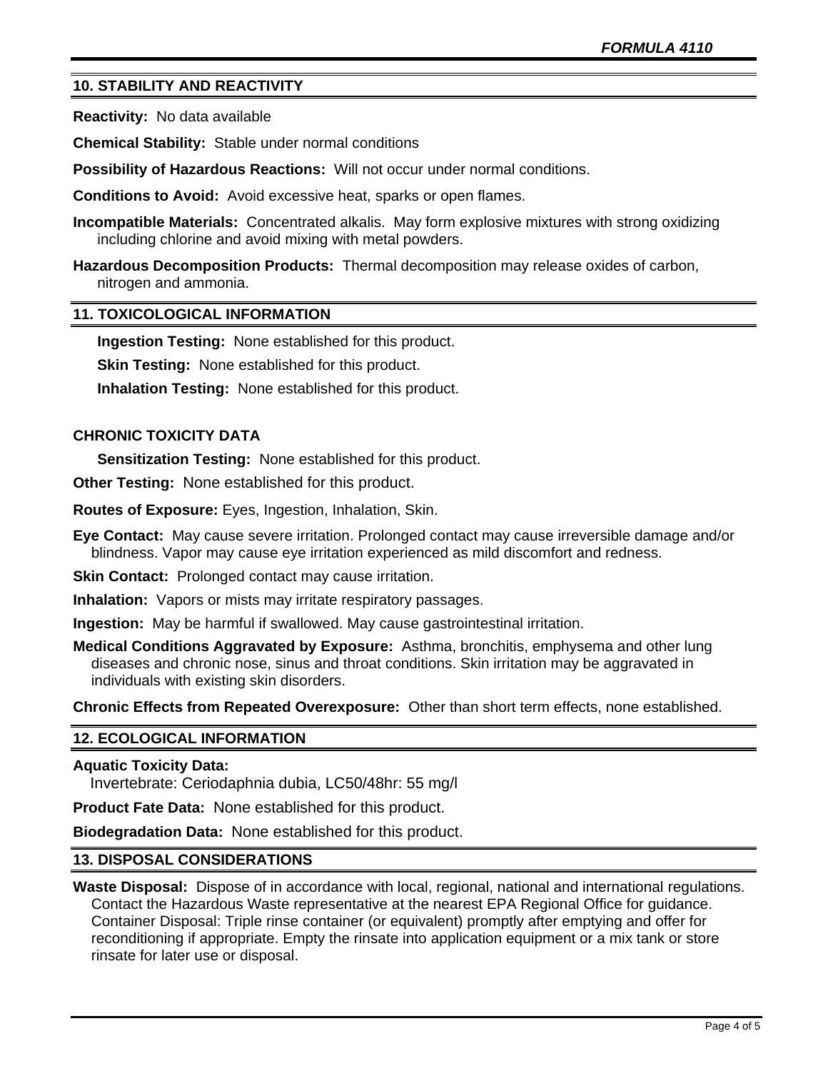## 10. STABILITY AND REACTIVITY

**Reactivity:** No data available

**Chemical Stability:** Stable under normal conditions

**Possibility of Hazardous Reactions:** Will not occur under normal conditions.

**Conditions to Avoid:** Avoid excessive heat, sparks or open flames.

**Incompatible Materials:** Concentrated alkalis. May form explosive mixtures with strong oxidizing including chlorine and avoid mixing with metal powders.

**Hazardous Decomposition Products:** Thermal decomposition may release oxides of carbon, nitrogen and ammonia.

## 11. TOXICOLOGICAL INFORMATION

**Ingestion Testing:** None established for this product.

**Skin Testing:** None established for this product.

**Inhalation Testing:** None established for this product.

### CHRONIC TOXICITY DATA

**Sensitization Testing:** None established for this product.

**Other Testing:** None established for this product.

**Routes of Exposure:** Eyes, Ingestion, Inhalation, Skin.

**Eye Contact:** May cause severe irritation. Prolonged contact may cause irreversible damage and/or blindness. Vapor may cause eye irritation experienced as mild discomfort and redness.

**Skin Contact:** Prolonged contact may cause irritation.

**Inhalation:** Vapors or mists may irritate respiratory passages.

**Ingestion:** May be harmful if swallowed. May cause gastrointestinal irritation.

**Medical Conditions Aggravated by Exposure:** Asthma, bronchitis, emphysema and other lung diseases and chronic nose, sinus and throat conditions. Skin irritation may be aggravated in individuals with existing skin disorders.

**Chronic Effects from Repeated Overexposure:** Other than short term effects, none established.

## 12. ECOLOGICAL INFORMATION

**Aquatic Toxicity Data:**
Invertebrate: Ceriodaphnia dubia, LC50/48hr: 55 mg/l

**Product Fate Data:** None established for this product.

**Biodegradation Data:** None established for this product.

## 13. DISPOSAL CONSIDERATIONS

**Waste Disposal:** Dispose of in accordance with local, regional, national and international regulations. Contact the Hazardous Waste representative at the nearest EPA Regional Office for guidance. Container Disposal: Triple rinse container (or equivalent) promptly after emptying and offer for reconditioning if appropriate. Empty the rinsate into application equipment or a mix tank or store rinsate for later use or disposal.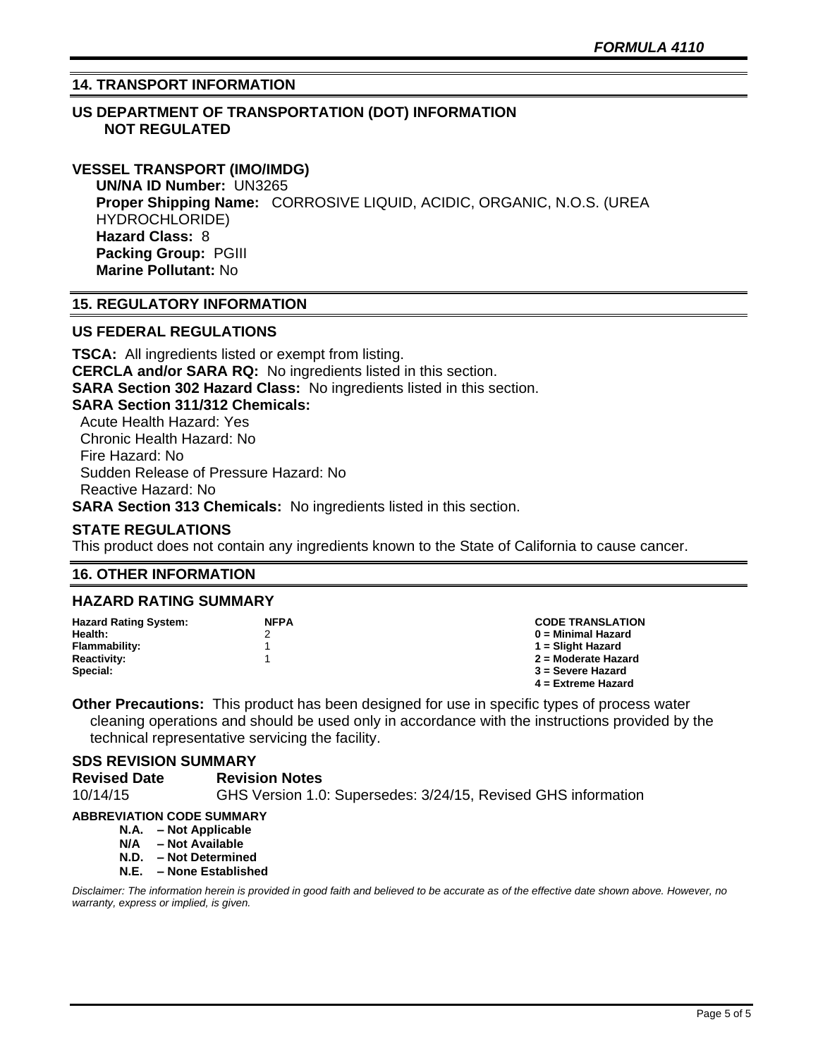## 14. TRANSPORT INFORMATION

### US DEPARTMENT OF TRANSPORTATION (DOT) INFORMATION
**NOT REGULATED**

### VESSEL TRANSPORT (IMO/IMDG)
**UN/NA ID Number:** UN3265
**Proper Shipping Name:** CORROSIVE LIQUID, ACIDIC, ORGANIC, N.O.S. (UREA HYDROCHLORIDE)
**Hazard Class:** 8
**Packing Group:** PGIII
**Marine Pollutant:** No

## 15. REGULATORY INFORMATION

### US FEDERAL REGULATIONS

**TSCA:** All ingredients listed or exempt from listing.
**CERCLA and/or SARA RQ:** No ingredients listed in this section.
**SARA Section 302 Hazard Class:** No ingredients listed in this section.
**SARA Section 311/312 Chemicals:**
Acute Health Hazard: Yes
Chronic Health Hazard: No
Fire Hazard: No
Sudden Release of Pressure Hazard: No
Reactive Hazard: No
**SARA Section 313 Chemicals:** No ingredients listed in this section.

### STATE REGULATIONS
This product does not contain any ingredients known to the State of California to cause cancer.

## 16. OTHER INFORMATION

### HAZARD RATING SUMMARY

| Hazard Rating System: | NFPA | CODE TRANSLATION |
|---|---|---|
| Health: | 2 | 0 = Minimal Hazard |
| Flammability: | 1 | 1 = Slight Hazard |
| Reactivity: | 1 | 2 = Moderate Hazard |
| Special: | | 3 = Severe Hazard |
| | | 4 = Extreme Hazard |

**Other Precautions:** This product has been designed for use in specific types of process water cleaning operations and should be used only in accordance with the instructions provided by the technical representative servicing the facility.

### SDS REVISION SUMMARY

| Revised Date | Revision Notes |
|---|---|
| 10/14/15 | GHS Version 1.0: Supersedes: 3/24/15, Revised GHS information |

**ABBREVIATION CODE SUMMARY**
- **N.A. – Not Applicable**
- **N/A – Not Available**
- **N.D. – Not Determined**
- **N.E. – None Established**

*Disclaimer: The information herein is provided in good faith and believed to be accurate as of the effective date shown above. However, no warranty, express or implied, is given.*